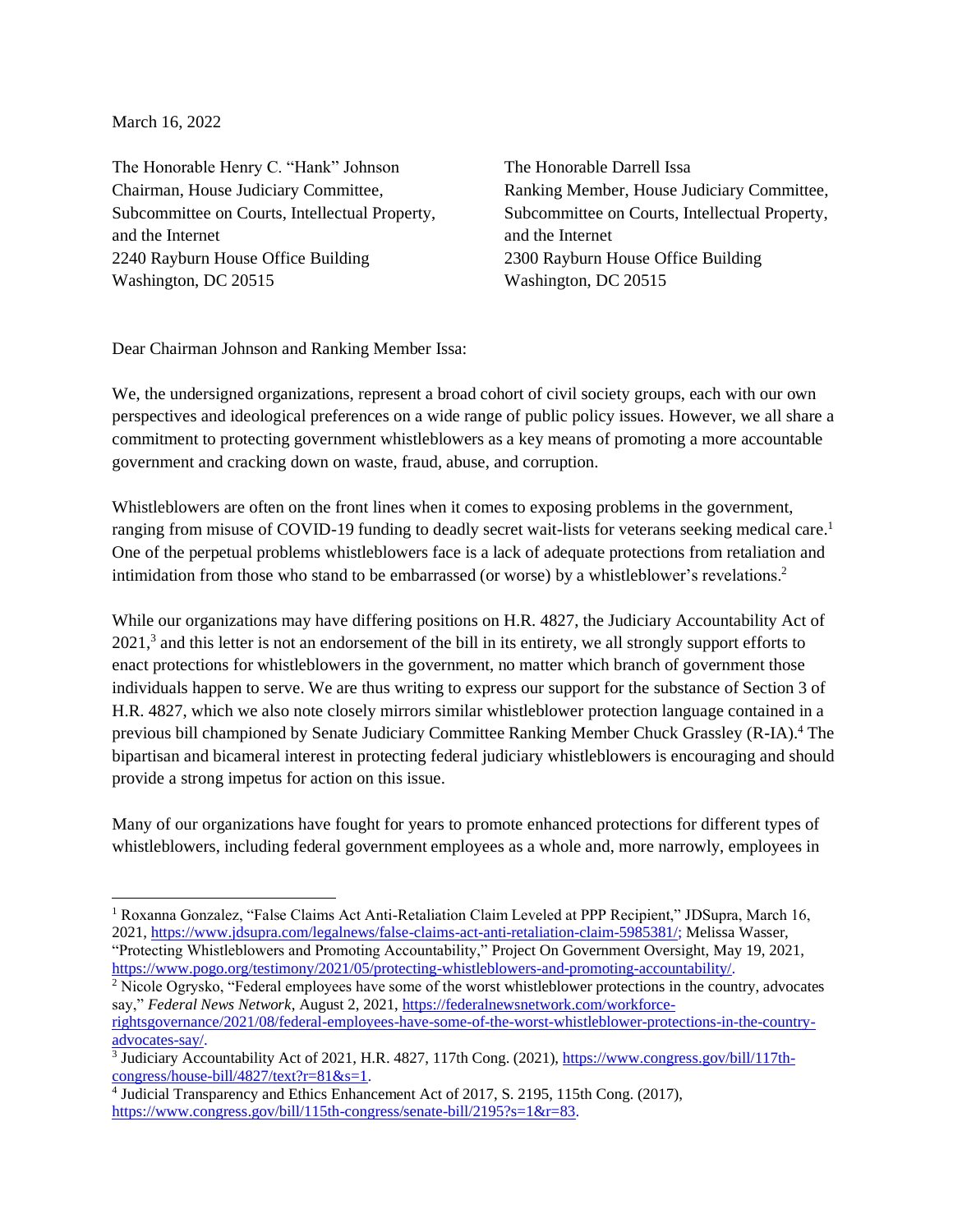March 16, 2022

The Honorable Henry C. "Hank" Johnson
Chairman, House Judiciary Committee,
Subcommittee on Courts, Intellectual Property, and the Internet
2240 Rayburn House Office Building
Washington, DC 20515

The Honorable Darrell Issa
Ranking Member, House Judiciary Committee,
Subcommittee on Courts, Intellectual Property, and the Internet
2300 Rayburn House Office Building
Washington, DC 20515

Dear Chairman Johnson and Ranking Member Issa:

We, the undersigned organizations, represent a broad cohort of civil society groups, each with our own perspectives and ideological preferences on a wide range of public policy issues. However, we all share a commitment to protecting government whistleblowers as a key means of promoting a more accountable government and cracking down on waste, fraud, abuse, and corruption.

Whistleblowers are often on the front lines when it comes to exposing problems in the government, ranging from misuse of COVID-19 funding to deadly secret wait-lists for veterans seeking medical care.[1] One of the perpetual problems whistleblowers face is a lack of adequate protections from retaliation and intimidation from those who stand to be embarrassed (or worse) by a whistleblower's revelations.[2]

While our organizations may have differing positions on H.R. 4827, the Judiciary Accountability Act of 2021,[3] and this letter is not an endorsement of the bill in its entirety, we all strongly support efforts to enact protections for whistleblowers in the government, no matter which branch of government those individuals happen to serve. We are thus writing to express our support for the substance of Section 3 of H.R. 4827, which we also note closely mirrors similar whistleblower protection language contained in a previous bill championed by Senate Judiciary Committee Ranking Member Chuck Grassley (R-IA).[4] The bipartisan and bicameral interest in protecting federal judiciary whistleblowers is encouraging and should provide a strong impetus for action on this issue.

Many of our organizations have fought for years to promote enhanced protections for different types of whistleblowers, including federal government employees as a whole and, more narrowly, employees in

---

[1] Roxanna Gonzalez, "False Claims Act Anti-Retaliation Claim Leveled at PPP Recipient," JDSupra, March 16, 2021, https://www.jdsupra.com/legalnews/false-claims-act-anti-retaliation-claim-5985381/; Melissa Wasser, "Protecting Whistleblowers and Promoting Accountability," Project On Government Oversight, May 19, 2021, https://www.pogo.org/testimony/2021/05/protecting-whistleblowers-and-promoting-accountability/.

[2] Nicole Ogrysko, "Federal employees have some of the worst whistleblower protections in the country, advocates say," *Federal News Network*, August 2, 2021, https://federalnewsnetwork.com/workforce-rightsgovernance/2021/08/federal-employees-have-some-of-the-worst-whistleblower-protections-in-the-country-advocates-say/.

[3] Judiciary Accountability Act of 2021, H.R. 4827, 117th Cong. (2021), https://www.congress.gov/bill/117th-congress/house-bill/4827/text?r=81&s=1.

[4] Judicial Transparency and Ethics Enhancement Act of 2017, S. 2195, 115th Cong. (2017), https://www.congress.gov/bill/115th-congress/senate-bill/2195?s=1&r=83.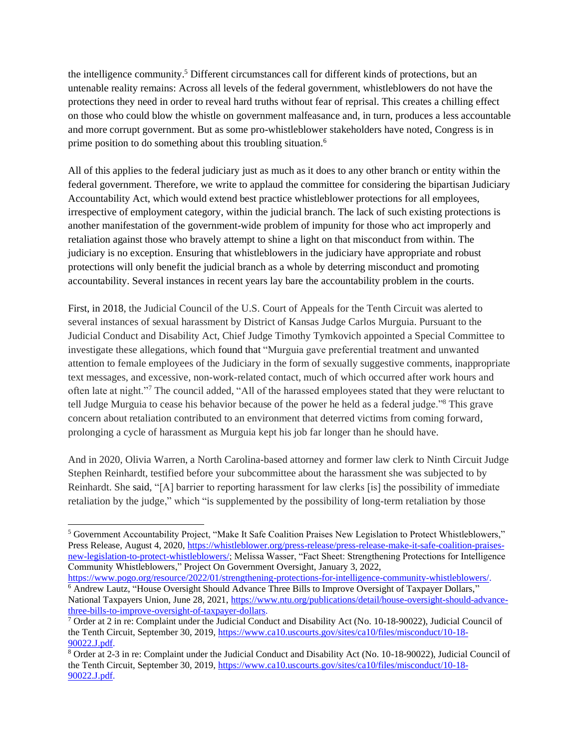the intelligence community.[5] Different circumstances call for different kinds of protections, but an untenable reality remains: Across all levels of the federal government, whistleblowers do not have the protections they need in order to reveal hard truths without fear of reprisal. This creates a chilling effect on those who could blow the whistle on government malfeasance and, in turn, produces a less accountable and more corrupt government. But as some pro-whistleblower stakeholders have noted, Congress is in prime position to do something about this troubling situation.[6]

All of this applies to the federal judiciary just as much as it does to any other branch or entity within the federal government. Therefore, we write to applaud the committee for considering the bipartisan Judiciary Accountability Act, which would extend best practice whistleblower protections for all employees, irrespective of employment category, within the judicial branch. The lack of such existing protections is another manifestation of the government-wide problem of impunity for those who act improperly and retaliation against those who bravely attempt to shine a light on that misconduct from within. The judiciary is no exception. Ensuring that whistleblowers in the judiciary have appropriate and robust protections will only benefit the judicial branch as a whole by deterring misconduct and promoting accountability. Several instances in recent years lay bare the accountability problem in the courts.

First, in 2018, the Judicial Council of the U.S. Court of Appeals for the Tenth Circuit was alerted to several instances of sexual harassment by District of Kansas Judge Carlos Murguia. Pursuant to the Judicial Conduct and Disability Act, Chief Judge Timothy Tymkovich appointed a Special Committee to investigate these allegations, which found that "Murguia gave preferential treatment and unwanted attention to female employees of the Judiciary in the form of sexually suggestive comments, inappropriate text messages, and excessive, non-work-related contact, much of which occurred after work hours and often late at night."[7] The council added, "All of the harassed employees stated that they were reluctant to tell Judge Murguia to cease his behavior because of the power he held as a federal judge."[8] This grave concern about retaliation contributed to an environment that deterred victims from coming forward, prolonging a cycle of harassment as Murguia kept his job far longer than he should have.

And in 2020, Olivia Warren, a North Carolina-based attorney and former law clerk to Ninth Circuit Judge Stephen Reinhardt, testified before your subcommittee about the harassment she was subjected to by Reinhardt. She said, "[A] barrier to reporting harassment for law clerks [is] the possibility of immediate retaliation by the judge," which "is supplemented by the possibility of long-term retaliation by those

---

[5] Government Accountability Project, "Make It Safe Coalition Praises New Legislation to Protect Whistleblowers," Press Release, August 4, 2020, https://whistleblower.org/press-release/press-release-make-it-safe-coalition-praises-new-legislation-to-protect-whistleblowers/; Melissa Wasser, "Fact Sheet: Strengthening Protections for Intelligence Community Whistleblowers," Project On Government Oversight, January 3, 2022, https://www.pogo.org/resource/2022/01/strengthening-protections-for-intelligence-community-whistleblowers/.

[6] Andrew Lautz, "House Oversight Should Advance Three Bills to Improve Oversight of Taxpayer Dollars," National Taxpayers Union, June 28, 2021, https://www.ntu.org/publications/detail/house-oversight-should-advance-three-bills-to-improve-oversight-of-taxpayer-dollars.

[7] Order at 2 in re: Complaint under the Judicial Conduct and Disability Act (No. 10-18-90022), Judicial Council of the Tenth Circuit, September 30, 2019, https://www.ca10.uscourts.gov/sites/ca10/files/misconduct/10-18-90022.J.pdf.

[8] Order at 2-3 in re: Complaint under the Judicial Conduct and Disability Act (No. 10-18-90022), Judicial Council of the Tenth Circuit, September 30, 2019, https://www.ca10.uscourts.gov/sites/ca10/files/misconduct/10-18-90022.J.pdf.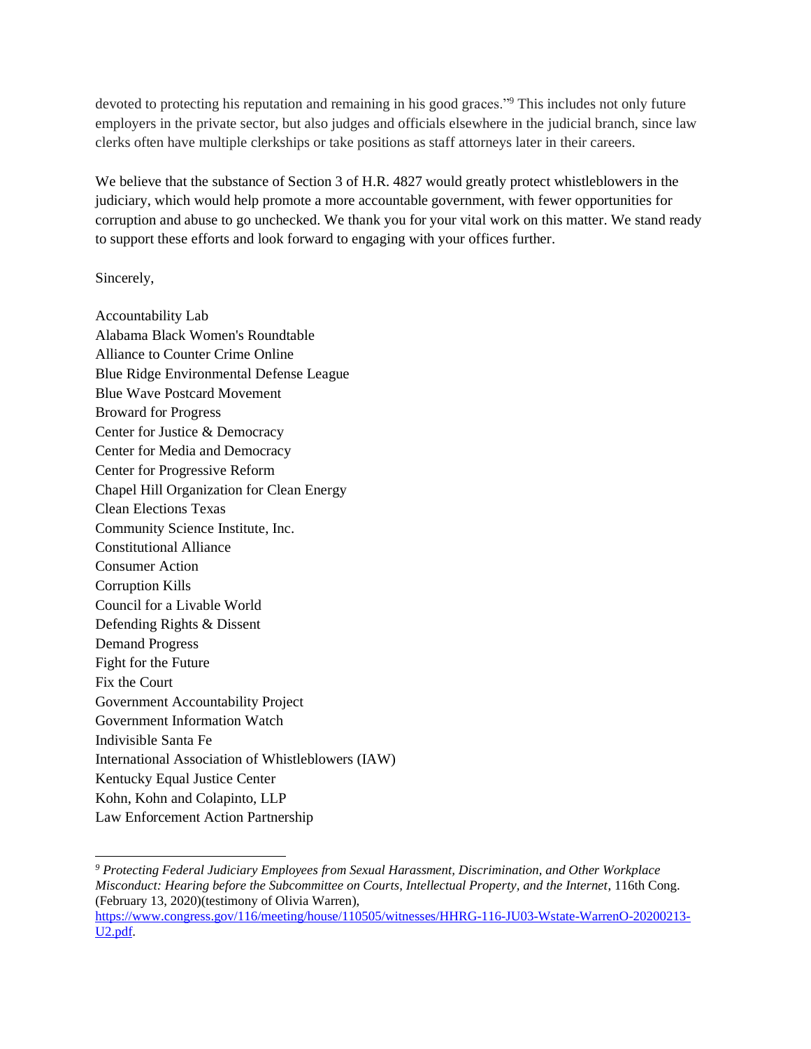devoted to protecting his reputation and remaining in his good graces."[9] This includes not only future employers in the private sector, but also judges and officials elsewhere in the judicial branch, since law clerks often have multiple clerkships or take positions as staff attorneys later in their careers.

We believe that the substance of Section 3 of H.R. 4827 would greatly protect whistleblowers in the judiciary, which would help promote a more accountable government, with fewer opportunities for corruption and abuse to go unchecked. We thank you for your vital work on this matter. We stand ready to support these efforts and look forward to engaging with your offices further.

Sincerely,

Accountability Lab
Alabama Black Women's Roundtable
Alliance to Counter Crime Online
Blue Ridge Environmental Defense League
Blue Wave Postcard Movement
Broward for Progress
Center for Justice & Democracy
Center for Media and Democracy
Center for Progressive Reform
Chapel Hill Organization for Clean Energy
Clean Elections Texas
Community Science Institute, Inc.
Constitutional Alliance
Consumer Action
Corruption Kills
Council for a Livable World
Defending Rights & Dissent
Demand Progress
Fight for the Future
Fix the Court
Government Accountability Project
Government Information Watch
Indivisible Santa Fe
International Association of Whistleblowers (IAW)
Kentucky Equal Justice Center
Kohn, Kohn and Colapinto, LLP
Law Enforcement Action Partnership

---

[9] *Protecting Federal Judiciary Employees from Sexual Harassment, Discrimination, and Other Workplace Misconduct: Hearing before the Subcommittee on Courts, Intellectual Property, and the Internet*, 116th Cong. (February 13, 2020)(testimony of Olivia Warren), https://www.congress.gov/116/meeting/house/110505/witnesses/HHRG-116-JU03-Wstate-WarrenO-20200213-U2.pdf.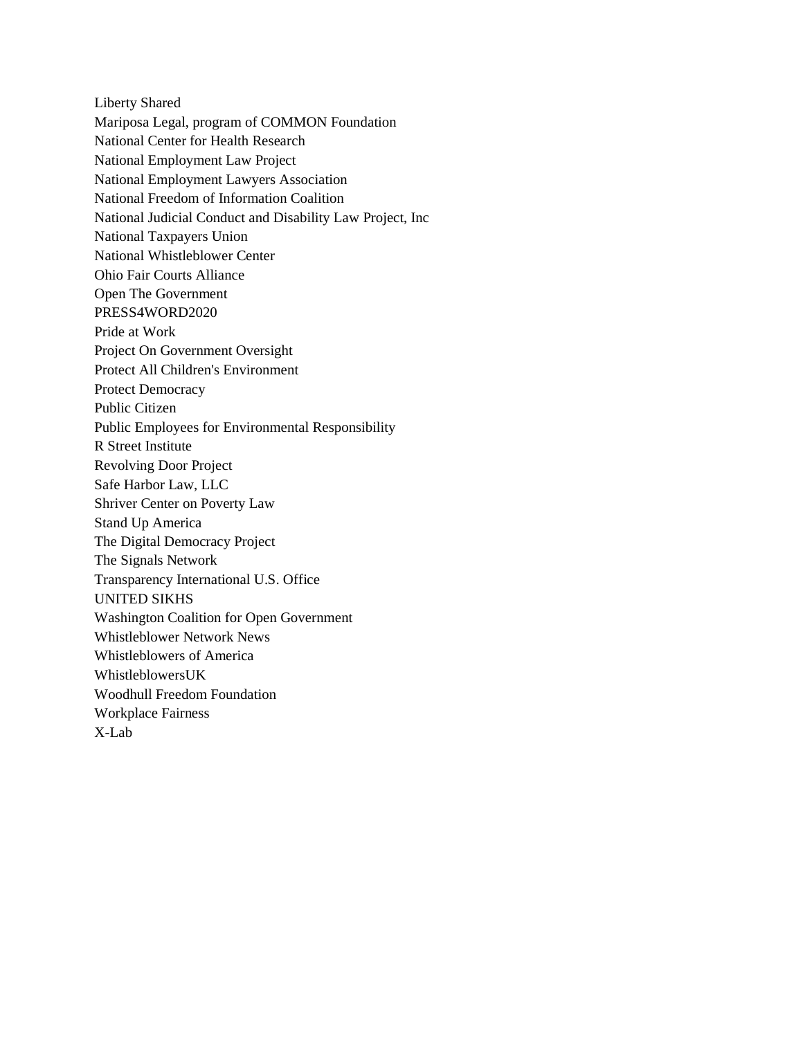Liberty Shared
Mariposa Legal, program of COMMON Foundation
National Center for Health Research
National Employment Law Project
National Employment Lawyers Association
National Freedom of Information Coalition
National Judicial Conduct and Disability Law Project, Inc
National Taxpayers Union
National Whistleblower Center
Ohio Fair Courts Alliance
Open The Government
PRESS4WORD2020
Pride at Work
Project On Government Oversight
Protect All Children's Environment
Protect Democracy
Public Citizen
Public Employees for Environmental Responsibility
R Street Institute
Revolving Door Project
Safe Harbor Law, LLC
Shriver Center on Poverty Law
Stand Up America
The Digital Democracy Project
The Signals Network
Transparency International U.S. Office
UNITED SIKHS
Washington Coalition for Open Government
Whistleblower Network News
Whistleblowers of America
WhistleblowersUK
Woodhull Freedom Foundation
Workplace Fairness
X-Lab